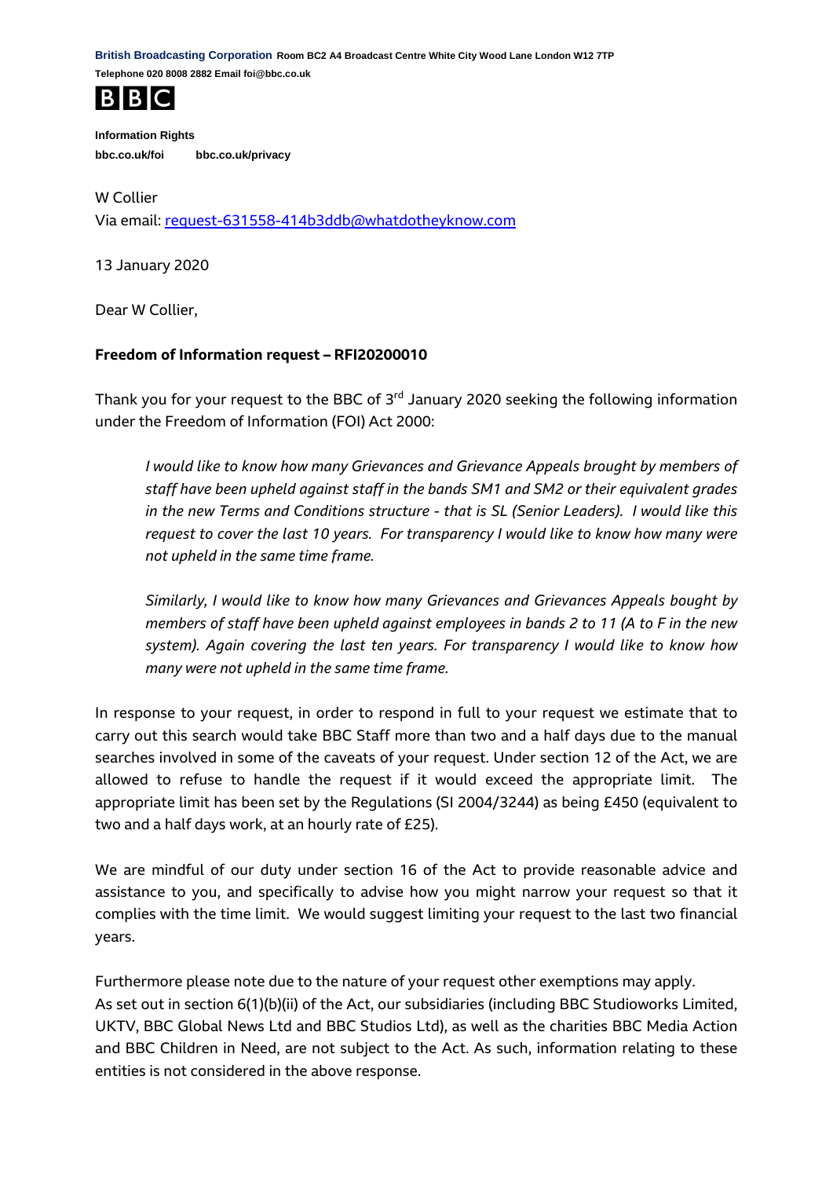**British Broadcasting Corporation** Room BC2 A4 Broadcast Centre White City Wood Lane London W12 7TP
Telephone 020 8008 2882 Email foi@bbc.co.uk

BBC

**Information Rights**
**bbc.co.uk/foi** **bbc.co.uk/privacy**

W Collier
Via email: request-631558-414b3ddb@whatdotheyknow.com

13 January 2020

Dear W Collier,

**Freedom of Information request – RFI20200010**

Thank you for your request to the BBC of 3rd January 2020 seeking the following information under the Freedom of Information (FOI) Act 2000:

> *I would like to know how many Grievances and Grievance Appeals brought by members of staff have been upheld against staff in the bands SM1 and SM2 or their equivalent grades in the new Terms and Conditions structure - that is SL (Senior Leaders). I would like this request to cover the last 10 years. For transparency I would like to know how many were not upheld in the same time frame.*
>
> *Similarly, I would like to know how many Grievances and Grievances Appeals bought by members of staff have been upheld against employees in bands 2 to 11 (A to F in the new system). Again covering the last ten years. For transparency I would like to know how many were not upheld in the same time frame.*

In response to your request, in order to respond in full to your request we estimate that to carry out this search would take BBC Staff more than two and a half days due to the manual searches involved in some of the caveats of your request. Under section 12 of the Act, we are allowed to refuse to handle the request if it would exceed the appropriate limit. The appropriate limit has been set by the Regulations (SI 2004/3244) as being £450 (equivalent to two and a half days work, at an hourly rate of £25).

We are mindful of our duty under section 16 of the Act to provide reasonable advice and assistance to you, and specifically to advise how you might narrow your request so that it complies with the time limit. We would suggest limiting your request to the last two financial years.

Furthermore please note due to the nature of your request other exemptions may apply.
As set out in section 6(1)(b)(ii) of the Act, our subsidiaries (including BBC Studioworks Limited, UKTV, BBC Global News Ltd and BBC Studios Ltd), as well as the charities BBC Media Action and BBC Children in Need, are not subject to the Act. As such, information relating to these entities is not considered in the above response.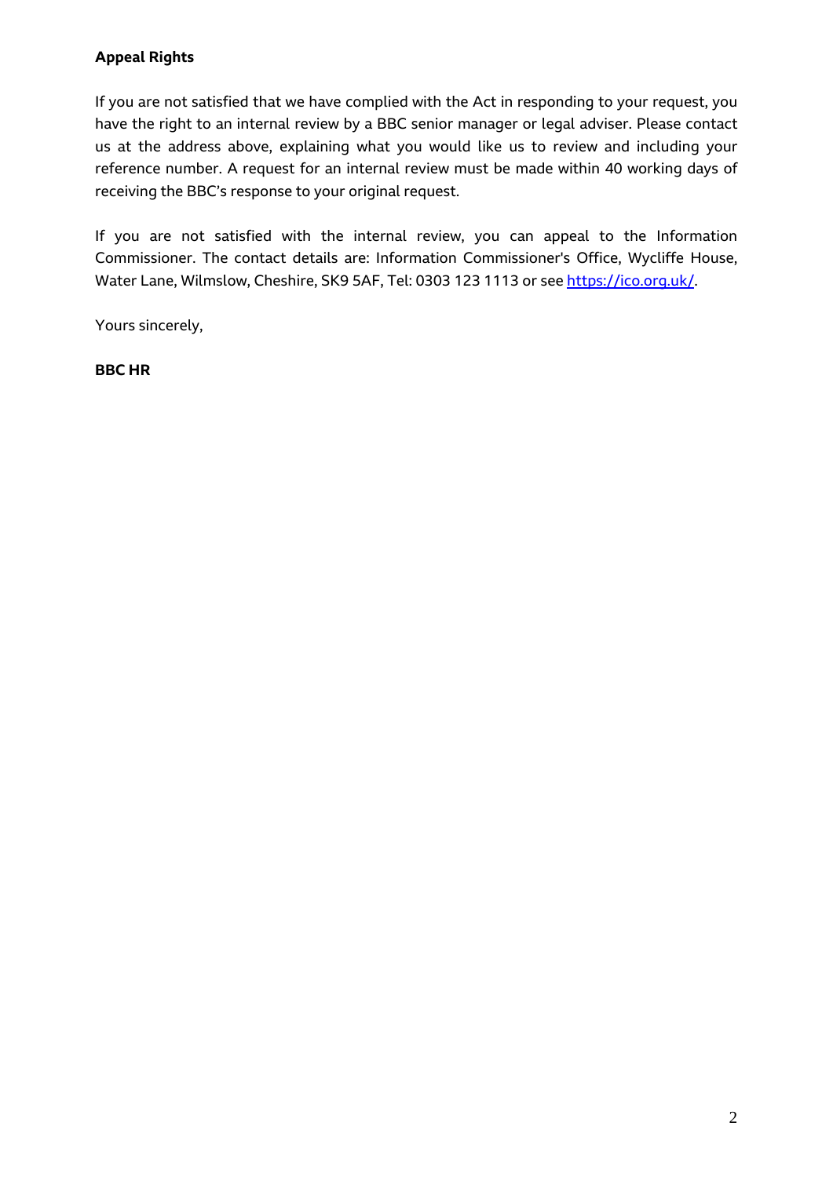**Appeal Rights**

If you are not satisfied that we have complied with the Act in responding to your request, you have the right to an internal review by a BBC senior manager or legal adviser. Please contact us at the address above, explaining what you would like us to review and including your reference number. A request for an internal review must be made within 40 working days of receiving the BBC's response to your original request.

If you are not satisfied with the internal review, you can appeal to the Information Commissioner. The contact details are: Information Commissioner's Office, Wycliffe House, Water Lane, Wilmslow, Cheshire, SK9 5AF, Tel: 0303 123 1113 or see [https://ico.org.uk/](https://ico.org.uk/).

Yours sincerely,

**BBC HR**